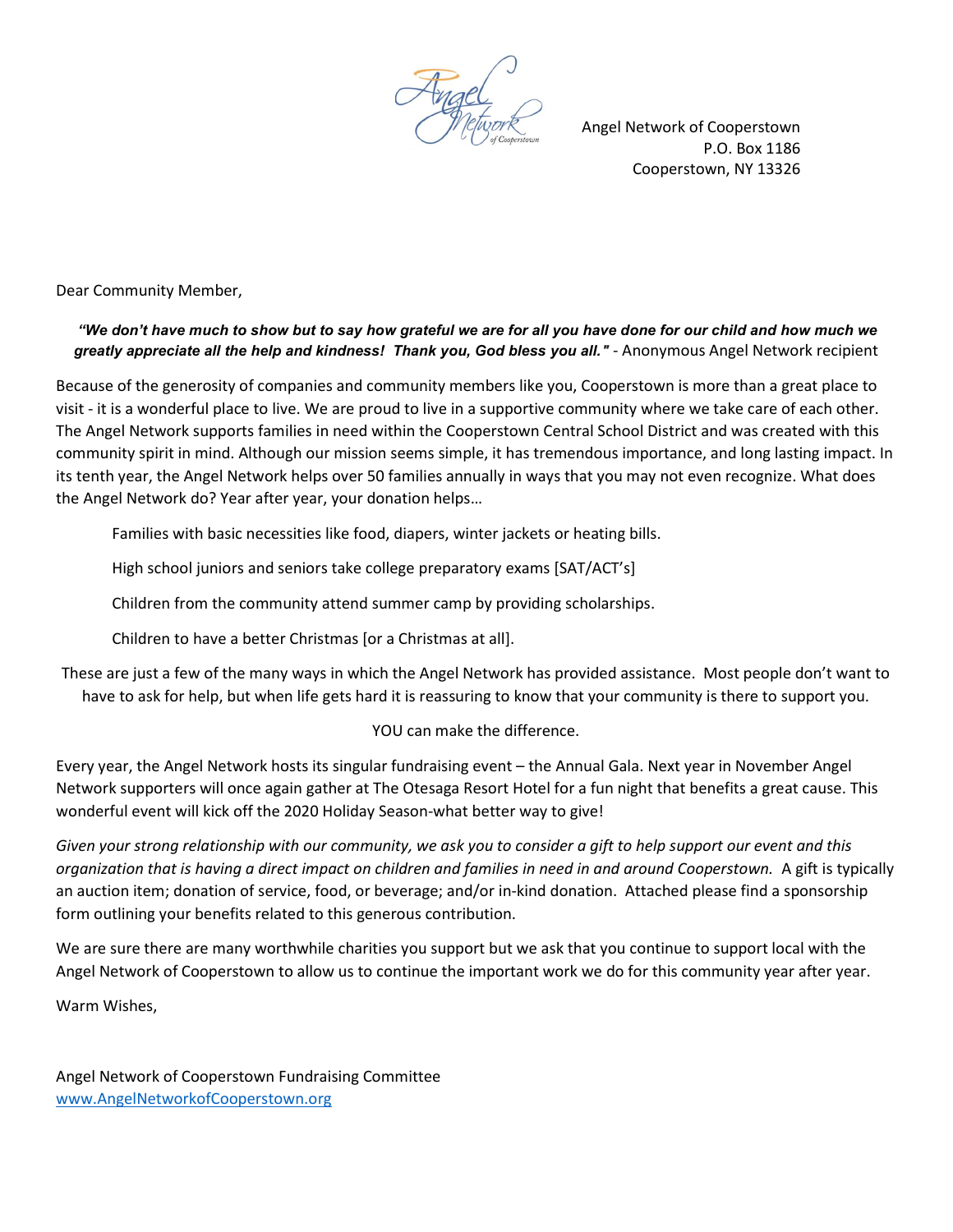Angel Network of Cooperstown
P.O. Box 1186
Cooperstown, NY 13326

Dear Community Member,

***"We don't have much to show but to say how grateful we are for all you have done for our child and how much we greatly appreciate all the help and kindness! Thank you, God bless you all."*** - Anonymous Angel Network recipient

Because of the generosity of companies and community members like you, Cooperstown is more than a great place to visit - it is a wonderful place to live. We are proud to live in a supportive community where we take care of each other. The Angel Network supports families in need within the Cooperstown Central School District and was created with this community spirit in mind. Although our mission seems simple, it has tremendous importance, and long lasting impact. In its tenth year, the Angel Network helps over 50 families annually in ways that you may not even recognize. What does the Angel Network do? Year after year, your donation helps…

Families with basic necessities like food, diapers, winter jackets or heating bills.

High school juniors and seniors take college preparatory exams [SAT/ACT's]

Children from the community attend summer camp by providing scholarships.

Children to have a better Christmas [or a Christmas at all].

These are just a few of the many ways in which the Angel Network has provided assistance. Most people don't want to have to ask for help, but when life gets hard it is reassuring to know that your community is there to support you.

YOU can make the difference.

Every year, the Angel Network hosts its singular fundraising event – the Annual Gala. Next year in November Angel Network supporters will once again gather at The Otesaga Resort Hotel for a fun night that benefits a great cause. This wonderful event will kick off the 2020 Holiday Season-what better way to give!

*Given your strong relationship with our community, we ask you to consider a gift to help support our event and this organization that is having a direct impact on children and families in need in and around Cooperstown.* A gift is typically an auction item; donation of service, food, or beverage; and/or in-kind donation. Attached please find a sponsorship form outlining your benefits related to this generous contribution.

We are sure there are many worthwhile charities you support but we ask that you continue to support local with the Angel Network of Cooperstown to allow us to continue the important work we do for this community year after year.

Warm Wishes,

Angel Network of Cooperstown Fundraising Committee
www.AngelNetworkofCooperstown.org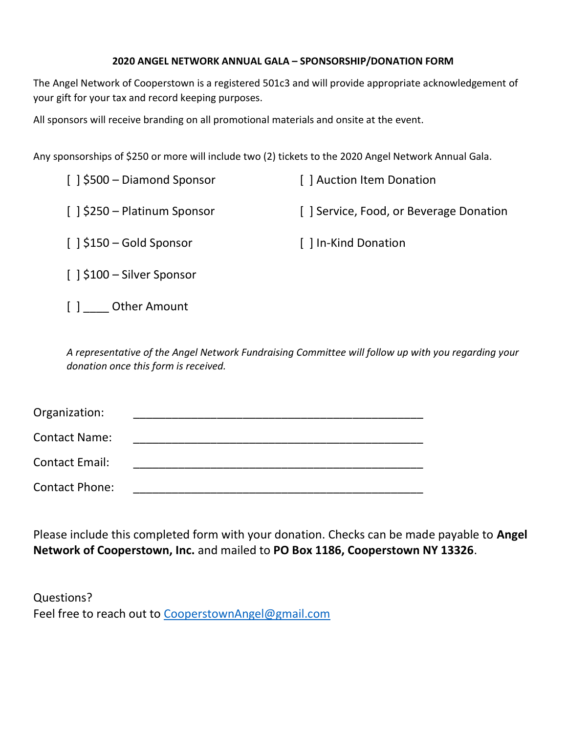**2020 ANGEL NETWORK ANNUAL GALA – SPONSORSHIP/DONATION FORM**

The Angel Network of Cooperstown is a registered 501c3 and will provide appropriate acknowledgement of your gift for your tax and record keeping purposes.

All sponsors will receive branding on all promotional materials and onsite at the event.

Any sponsorships of $250 or more will include two (2) tickets to the 2020 Angel Network Annual Gala.

[ ] $500 – Diamond Sponsor

[ ] $250 – Platinum Sponsor

[ ] $150 – Gold Sponsor

[ ] $100 – Silver Sponsor

[ ] ____ Other Amount

[ ] Auction Item Donation

[ ] Service, Food, or Beverage Donation

[ ] In-Kind Donation

*A representative of the Angel Network Fundraising Committee will follow up with you regarding your donation once this form is received.*

Organization: ______________________________________________

Contact Name: ______________________________________________

Contact Email: ______________________________________________

Contact Phone: ______________________________________________

Please include this completed form with your donation. Checks can be made payable to **Angel Network of Cooperstown, Inc.** and mailed to **PO Box 1186, Cooperstown NY 13326**.

Questions?
Feel free to reach out to CooperstownAngel@gmail.com